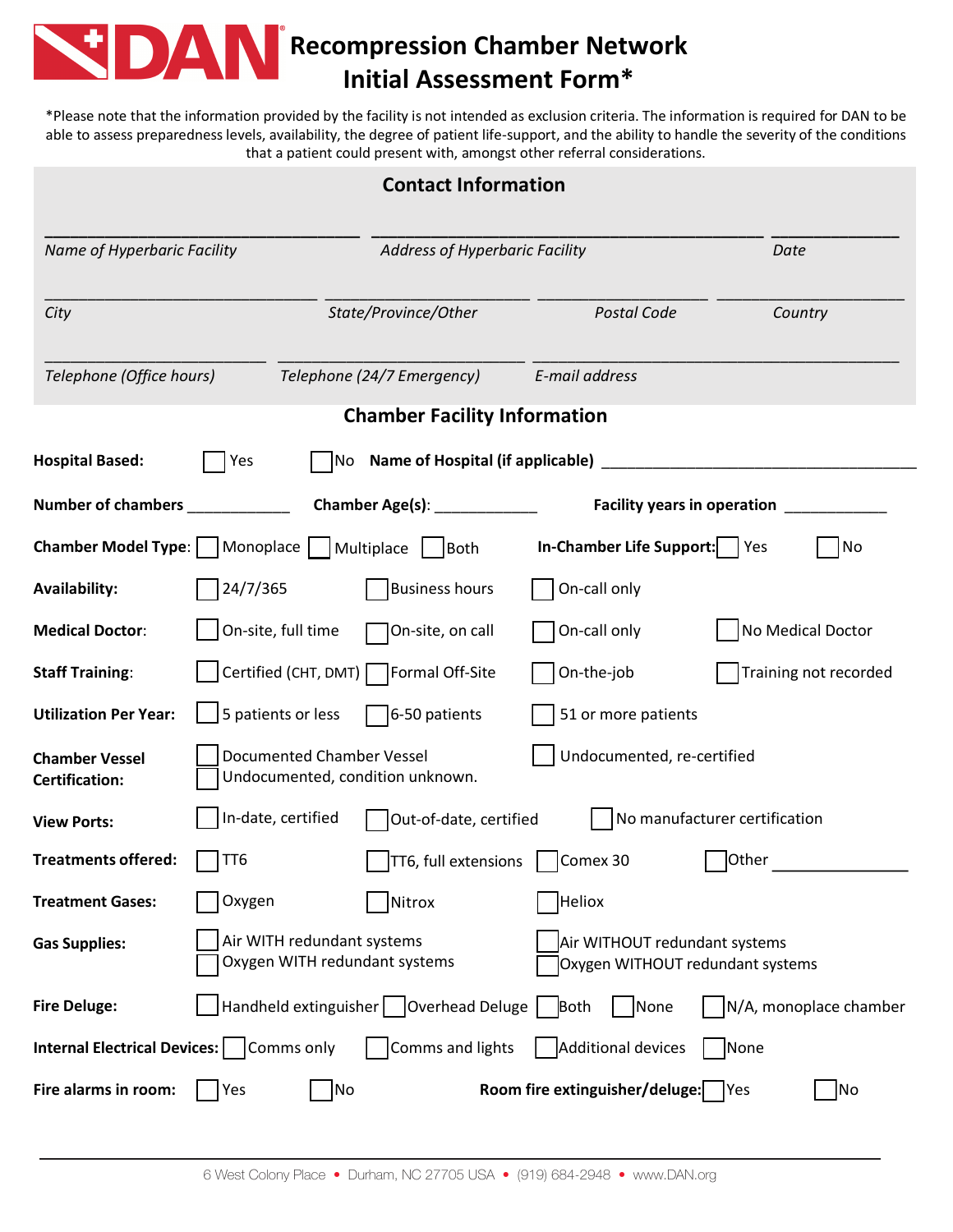# DAN Recompression Chamber Network Initial Assessment Form*

*Please note that the information provided by the facility is not intended as exclusion criteria. The information is required for DAN to be able to assess preparedness levels, availability, the degree of patient life-support, and the ability to handle the severity of the conditions that a patient could present with, amongst other referral considerations.

## Contact Information

___________________________ ___________________________________ ___________

*Name of Hyperbaric Facility* *Address of Hyperbaric Facility* *Date*

_______________________ __________________ ______________ ________________

*City* *State/Province/Other* *Postal Code* *Country*

__________________ ______________________ ________________________________

*Telephone (Office hours)* *Telephone (24/7 Emergency)* *E-mail address*

## Chamber Facility Information

**Hospital Based:** ☐ Yes ☐ No **Name of Hospital (if applicable)** ______________________________

**Number of chambers** __________ **Chamber Age(s)**: __________ **Facility years in operation** __________

**Chamber Model Type**: ☐ Monoplace ☐ Multiplace ☐ Both **In-Chamber Life Support:** ☐ Yes ☐ No

**Availability:** ☐ 24/7/365 ☐ Business hours ☐ On-call only

**Medical Doctor**: ☐ On-site, full time ☐ On-site, on call ☐ On-call only ☐ No Medical Doctor

**Staff Training**: ☐ Certified (CHT, DMT) ☐ Formal Off-Site ☐ On-the-job ☐ Training not recorded

**Utilization Per Year:** ☐ 5 patients or less ☐ 6-50 patients ☐ 51 or more patients

**Chamber Vessel Certification:** ☐ Documented Chamber Vessel ☐ Undocumented, re-certified ☐ Undocumented, condition unknown.

**View Ports:** ☐ In-date, certified ☐ Out-of-date, certified ☐ No manufacturer certification

**Treatments offered:** ☐ TT6 ☐ TT6, full extensions ☐ Comex 30 ☐ Other ______________

**Treatment Gases:** ☐ Oxygen ☐ Nitrox ☐ Heliox

**Gas Supplies:** ☐ Air WITH redundant systems ☐ Air WITHOUT redundant systems ☐ Oxygen WITH redundant systems ☐ Oxygen WITHOUT redundant systems

**Fire Deluge:** ☐ Handheld extinguisher ☐ Overhead Deluge ☐ Both ☐ None ☐ N/A, monoplace chamber

**Internal Electrical Devices:** ☐ Comms only ☐ Comms and lights ☐ Additional devices ☐ None

**Fire alarms in room:** ☐ Yes ☐ No **Room fire extinguisher/deluge:** ☐ Yes ☐ No

6 West Colony Place • Durham, NC 27705 USA • (919) 684-2948 • www.DAN.org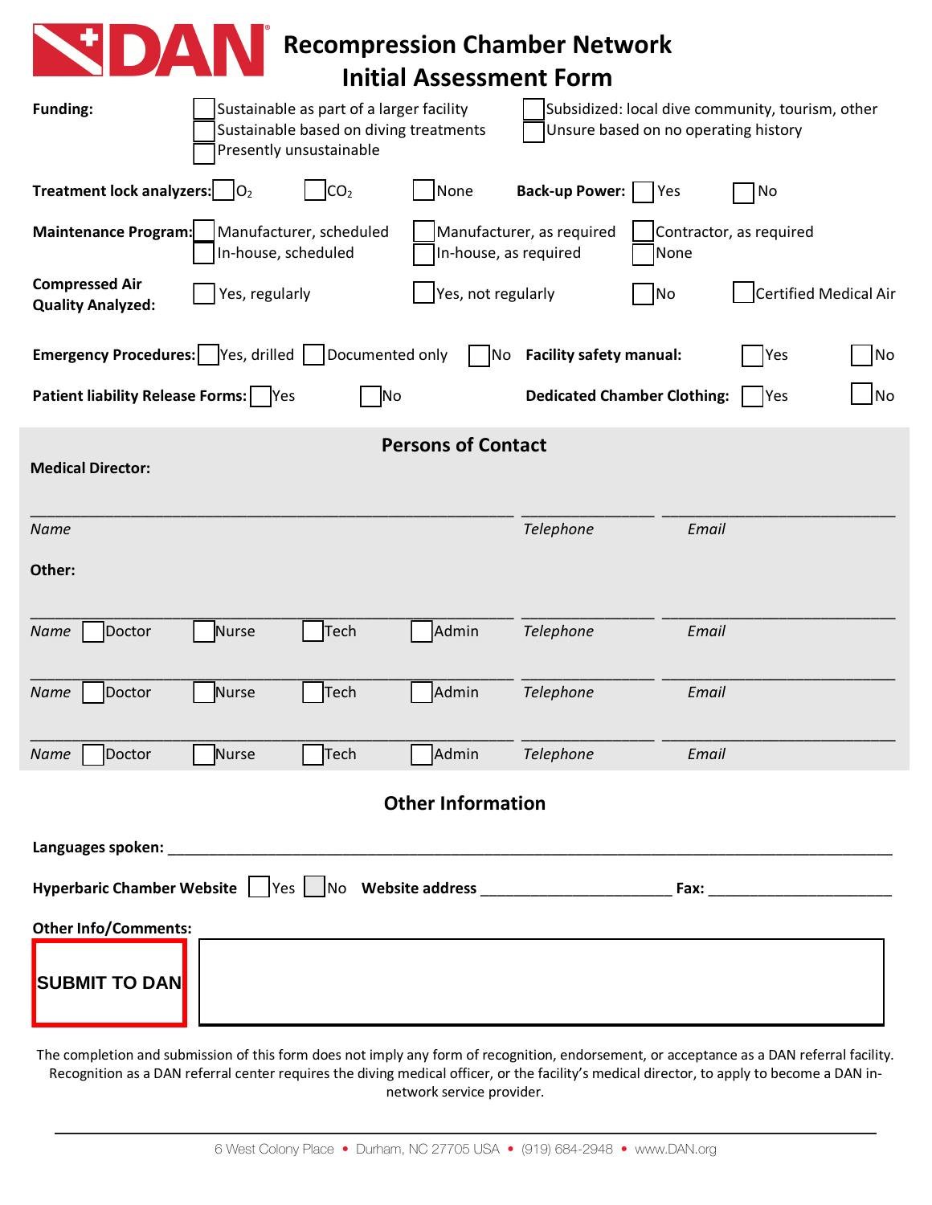# Recompression Chamber Network
## Initial Assessment Form

**Funding:**
- ☐ Sustainable as part of a larger facility
- ☐ Sustainable based on diving treatments
- ☐ Presently unsustainable
- ☐ Subsidized: local dive community, tourism, other
- ☐ Unsure based on no operating history

**Treatment lock analyzers:** ☐ $O_2$ ☐ $CO_2$ ☐ None

**Back-up Power:** ☐ Yes ☐ No

**Maintenance Program:**
- ☐ Manufacturer, scheduled
- ☐ In-house, scheduled
- ☐ Manufacturer, as required
- ☐ In-house, as required
- ☐ Contractor, as required
- ☐ None

**Compressed Air Quality Analyzed:** ☐ Yes, regularly ☐ Yes, not regularly ☐ No ☐ Certified Medical Air

**Emergency Procedures:** ☐ Yes, drilled ☐ Documented only ☐ No

**Facility safety manual:** ☐ Yes ☐ No

**Patient liability Release Forms:** ☐ Yes ☐ No

**Dedicated Chamber Clothing:** ☐ Yes ☐ No

## Persons of Contact

**Medical Director:**

_________________________________ _____________ ____________________

*Name* *Telephone* *Email*

**Other:**

_________________________________ _____________ ____________________

*Name* ☐ Doctor ☐ Nurse ☐ Tech ☐ Admin *Telephone* *Email*

_________________________________ _____________ ____________________

*Name* ☐ Doctor ☐ Nurse ☐ Tech ☐ Admin *Telephone* *Email*

_________________________________ _____________ ____________________

*Name* ☐ Doctor ☐ Nurse ☐ Tech ☐ Admin *Telephone* *Email*

## Other Information

**Languages spoken:** ____________________________________________

**Hyperbaric Chamber Website** ☐ Yes ☐ No **Website address** ____________________ **Fax:** ____________________

**Other Info/Comments:**

**SUBMIT TO DAN**

The completion and submission of this form does not imply any form of recognition, endorsement, or acceptance as a DAN referral facility. Recognition as a DAN referral center requires the diving medical officer, or the facility's medical director, to apply to become a DAN in-network service provider.

6 West Colony Place • Durham, NC 27705 USA • (919) 684-2948 • www.DAN.org